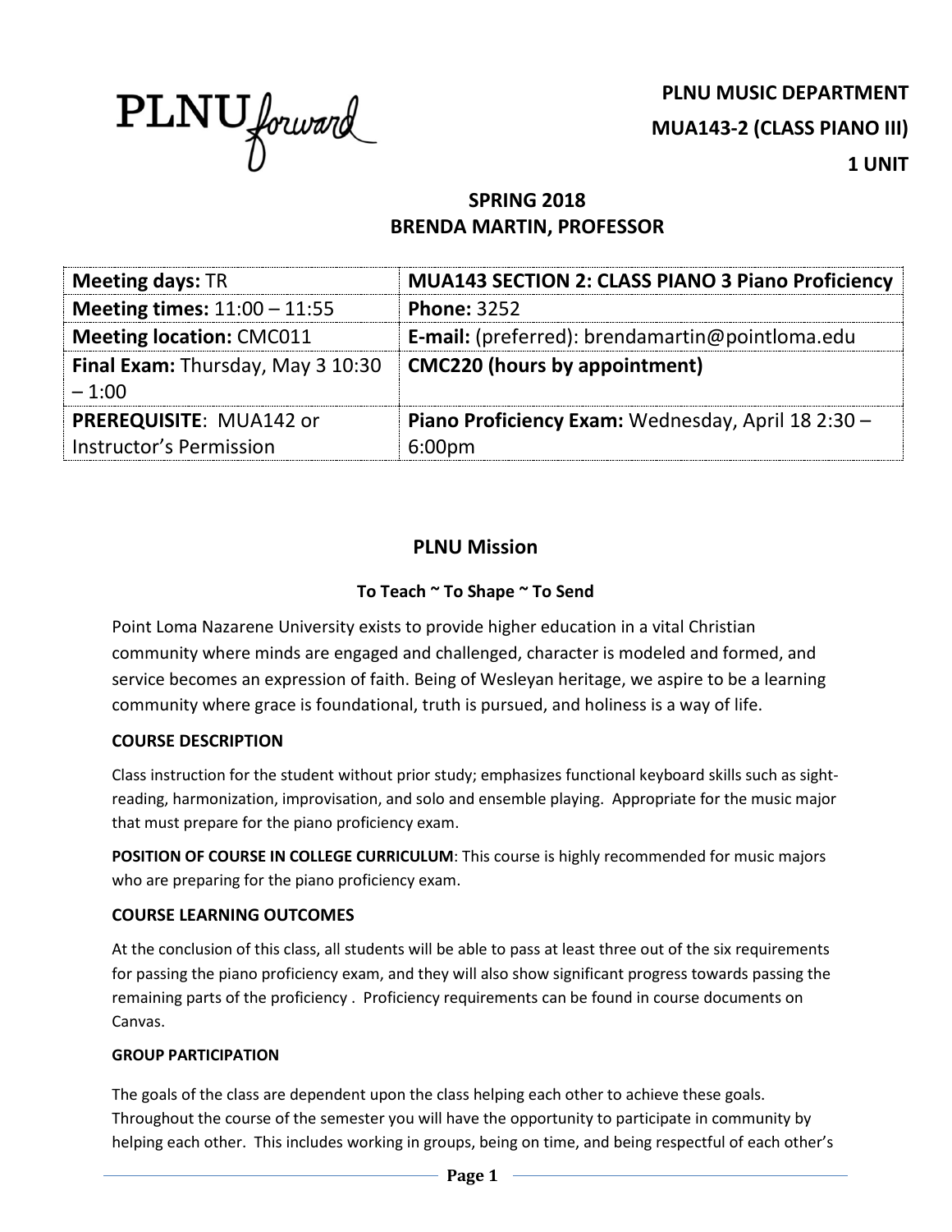PLNU*forward*

**PLNU MUSIC DEPARTMENT**

**MUA143-2 (CLASS PIANO III)**

**1 UNIT**

**SPRING 2018**
**BRENDA MARTIN, PROFESSOR**

| **Meeting days:** TR | **MUA143 SECTION 2: CLASS PIANO 3 Piano Proficiency** |
|---|---|
| **Meeting times:** 11:00 – 11:55 | **Phone:** 3252 |
| **Meeting location:** CMC011 | **E-mail:** (preferred): brendamartin@pointloma.edu |
| **Final Exam:** Thursday, May 3 10:30 – 1:00 | **CMC220 (hours by appointment)** |
| **PREREQUISITE**: MUA142 or Instructor's Permission | **Piano Proficiency Exam:** Wednesday, April 18 2:30 – 6:00pm |

## PLNU Mission

**To Teach ~ To Shape ~ To Send**

Point Loma Nazarene University exists to provide higher education in a vital Christian community where minds are engaged and challenged, character is modeled and formed, and service becomes an expression of faith. Being of Wesleyan heritage, we aspire to be a learning community where grace is foundational, truth is pursued, and holiness is a way of life.

### COURSE DESCRIPTION

Class instruction for the student without prior study; emphasizes functional keyboard skills such as sight-reading, harmonization, improvisation, and solo and ensemble playing. Appropriate for the music major that must prepare for the piano proficiency exam.

**POSITION OF COURSE IN COLLEGE CURRICULUM**: This course is highly recommended for music majors who are preparing for the piano proficiency exam.

### COURSE LEARNING OUTCOMES

At the conclusion of this class, all students will be able to pass at least three out of the six requirements for passing the piano proficiency exam, and they will also show significant progress towards passing the remaining parts of the proficiency . Proficiency requirements can be found in course documents on Canvas.

#### GROUP PARTICIPATION

The goals of the class are dependent upon the class helping each other to achieve these goals. Throughout the course of the semester you will have the opportunity to participate in community by helping each other. This includes working in groups, being on time, and being respectful of each other's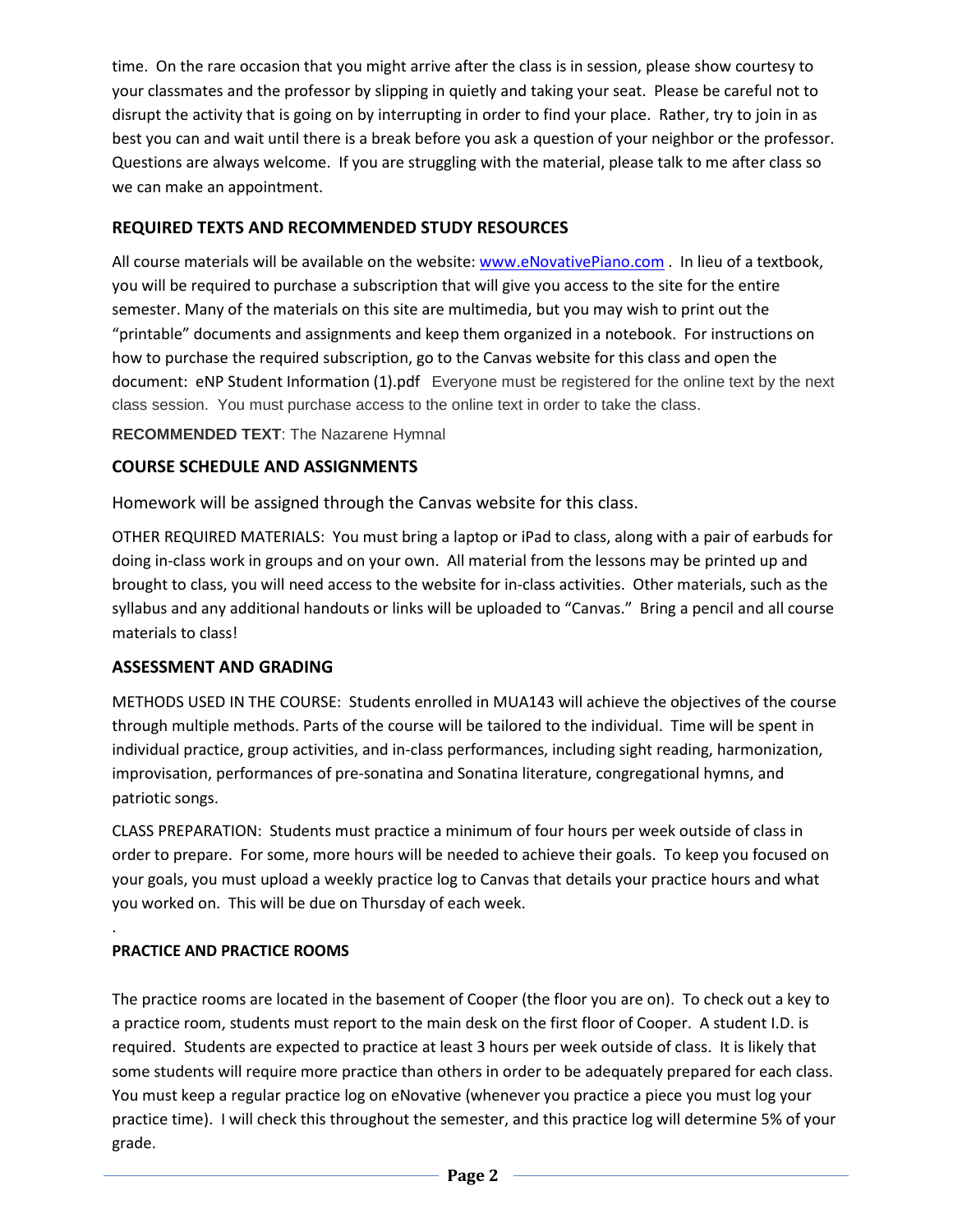time. On the rare occasion that you might arrive after the class is in session, please show courtesy to your classmates and the professor by slipping in quietly and taking your seat. Please be careful not to disrupt the activity that is going on by interrupting in order to find your place. Rather, try to join in as best you can and wait until there is a break before you ask a question of your neighbor or the professor. Questions are always welcome. If you are struggling with the material, please talk to me after class so we can make an appointment.

### REQUIRED TEXTS AND RECOMMENDED STUDY RESOURCES

All course materials will be available on the website: www.eNovativePiano.com . In lieu of a textbook, you will be required to purchase a subscription that will give you access to the site for the entire semester. Many of the materials on this site are multimedia, but you may wish to print out the "printable" documents and assignments and keep them organized in a notebook. For instructions on how to purchase the required subscription, go to the Canvas website for this class and open the document: eNP Student Information (1).pdf Everyone must be registered for the online text by the next class session. You must purchase access to the online text in order to take the class.

**RECOMMENDED TEXT**: The Nazarene Hymnal

### COURSE SCHEDULE AND ASSIGNMENTS

Homework will be assigned through the Canvas website for this class.

OTHER REQUIRED MATERIALS: You must bring a laptop or iPad to class, along with a pair of earbuds for doing in-class work in groups and on your own. All material from the lessons may be printed up and brought to class, you will need access to the website for in-class activities. Other materials, such as the syllabus and any additional handouts or links will be uploaded to "Canvas." Bring a pencil and all course materials to class!

### ASSESSMENT AND GRADING

METHODS USED IN THE COURSE: Students enrolled in MUA143 will achieve the objectives of the course through multiple methods. Parts of the course will be tailored to the individual. Time will be spent in individual practice, group activities, and in-class performances, including sight reading, harmonization, improvisation, performances of pre-sonatina and Sonatina literature, congregational hymns, and patriotic songs.

CLASS PREPARATION: Students must practice a minimum of four hours per week outside of class in order to prepare. For some, more hours will be needed to achieve their goals. To keep you focused on your goals, you must upload a weekly practice log to Canvas that details your practice hours and what you worked on. This will be due on Thursday of each week.

.

**PRACTICE AND PRACTICE ROOMS**

The practice rooms are located in the basement of Cooper (the floor you are on). To check out a key to a practice room, students must report to the main desk on the first floor of Cooper. A student I.D. is required. Students are expected to practice at least 3 hours per week outside of class. It is likely that some students will require more practice than others in order to be adequately prepared for each class. You must keep a regular practice log on eNovative (whenever you practice a piece you must log your practice time). I will check this throughout the semester, and this practice log will determine 5% of your grade.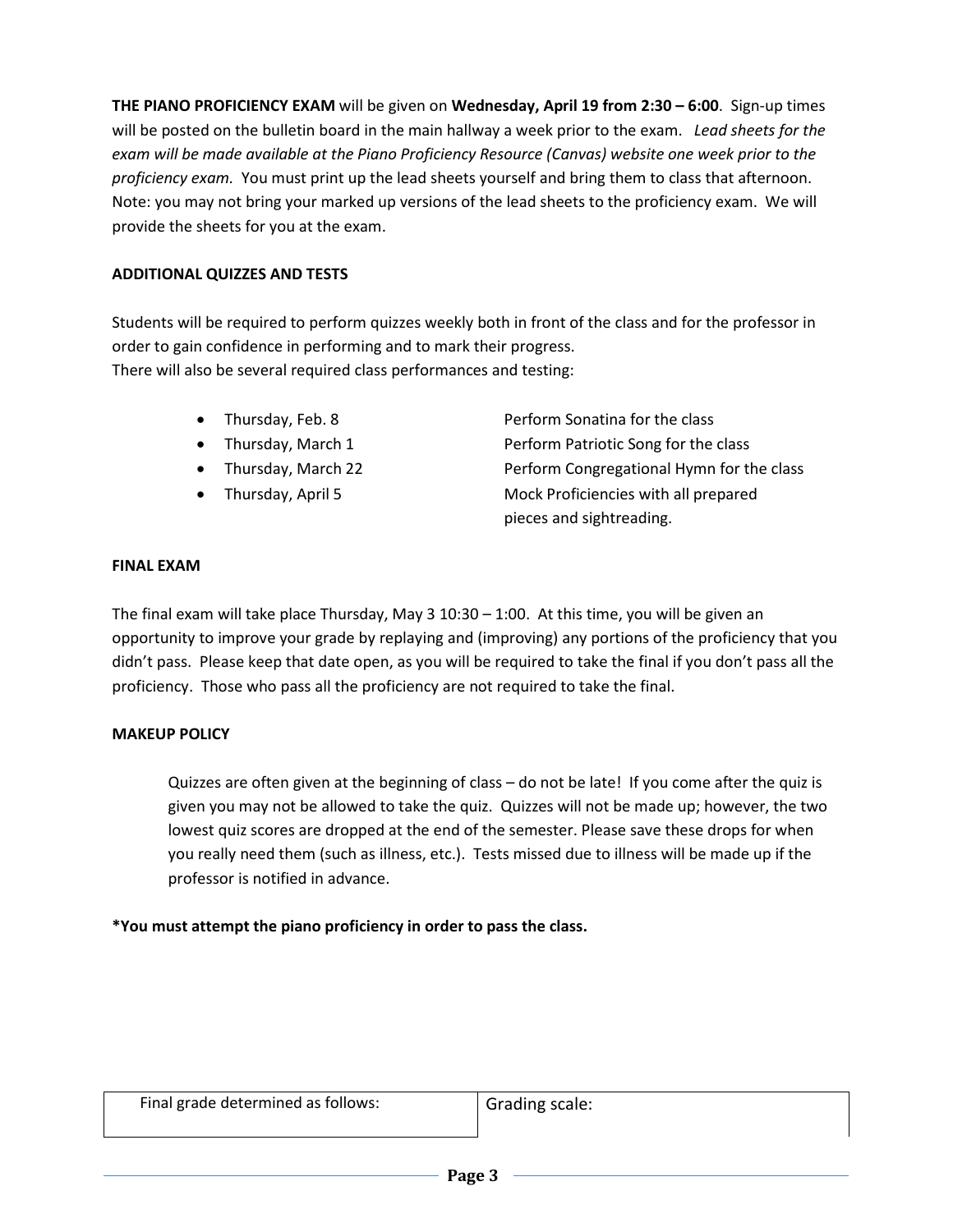**THE PIANO PROFICIENCY EXAM** will be given on **Wednesday, April 19 from 2:30 – 6:00**. Sign-up times will be posted on the bulletin board in the main hallway a week prior to the exam. *Lead sheets for the exam will be made available at the Piano Proficiency Resource (Canvas) website one week prior to the proficiency exam.* You must print up the lead sheets yourself and bring them to class that afternoon. Note: you may not bring your marked up versions of the lead sheets to the proficiency exam. We will provide the sheets for you at the exam.

**ADDITIONAL QUIZZES AND TESTS**

Students will be required to perform quizzes weekly both in front of the class and for the professor in order to gain confidence in performing and to mark their progress.
There will also be several required class performances and testing:

- Thursday, Feb. 8 — Perform Sonatina for the class
- Thursday, March 1 — Perform Patriotic Song for the class
- Thursday, March 22 — Perform Congregational Hymn for the class
- Thursday, April 5 — Mock Proficiencies with all prepared pieces and sightreading.

**FINAL EXAM**

The final exam will take place Thursday, May 3 10:30 – 1:00. At this time, you will be given an opportunity to improve your grade by replaying and (improving) any portions of the proficiency that you didn't pass. Please keep that date open, as you will be required to take the final if you don't pass all the proficiency. Those who pass all the proficiency are not required to take the final.

**MAKEUP POLICY**

Quizzes are often given at the beginning of class – do not be late! If you come after the quiz is given you may not be allowed to take the quiz. Quizzes will not be made up; however, the two lowest quiz scores are dropped at the end of the semester. Please save these drops for when you really need them (such as illness, etc.). Tests missed due to illness will be made up if the professor is notified in advance.

***You must attempt the piano proficiency in order to pass the class.**

| Final grade determined as follows: | Grading scale: |
| --- | --- |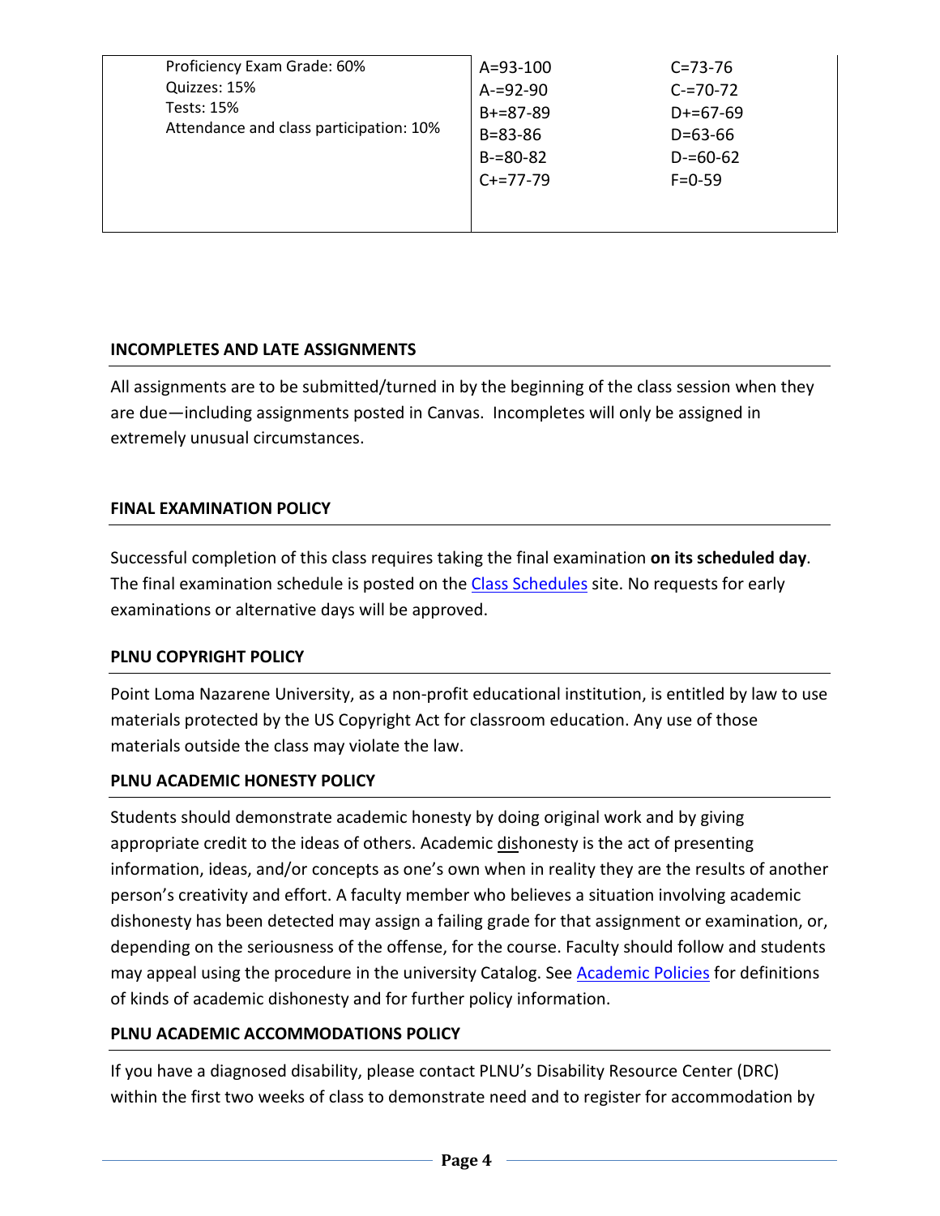| | | |
|---|---|---|
| Proficiency Exam Grade: 60%<br>Quizzes: 15%<br>Tests: 15%<br>Attendance and class participation: 10% | A=93-100<br>A-=92-90<br>B+=87-89<br>B=83-86<br>B-=80-82<br>C+=77-79 | C=73-76<br>C-=70-72<br>D+=67-69<br>D=63-66<br>D-=60-62<br>F=0-59 |

### INCOMPLETES AND LATE ASSIGNMENTS

All assignments are to be submitted/turned in by the beginning of the class session when they are due—including assignments posted in Canvas. Incompletes will only be assigned in extremely unusual circumstances.

### FINAL EXAMINATION POLICY

Successful completion of this class requires taking the final examination **on its scheduled day**. The final examination schedule is posted on the Class Schedules site. No requests for early examinations or alternative days will be approved.

### PLNU COPYRIGHT POLICY

Point Loma Nazarene University, as a non-profit educational institution, is entitled by law to use materials protected by the US Copyright Act for classroom education. Any use of those materials outside the class may violate the law.

### PLNU ACADEMIC HONESTY POLICY

Students should demonstrate academic honesty by doing original work and by giving appropriate credit to the ideas of others. Academic dishonesty is the act of presenting information, ideas, and/or concepts as one's own when in reality they are the results of another person's creativity and effort. A faculty member who believes a situation involving academic dishonesty has been detected may assign a failing grade for that assignment or examination, or, depending on the seriousness of the offense, for the course. Faculty should follow and students may appeal using the procedure in the university Catalog. See Academic Policies for definitions of kinds of academic dishonesty and for further policy information.

### PLNU ACADEMIC ACCOMMODATIONS POLICY

If you have a diagnosed disability, please contact PLNU's Disability Resource Center (DRC) within the first two weeks of class to demonstrate need and to register for accommodation by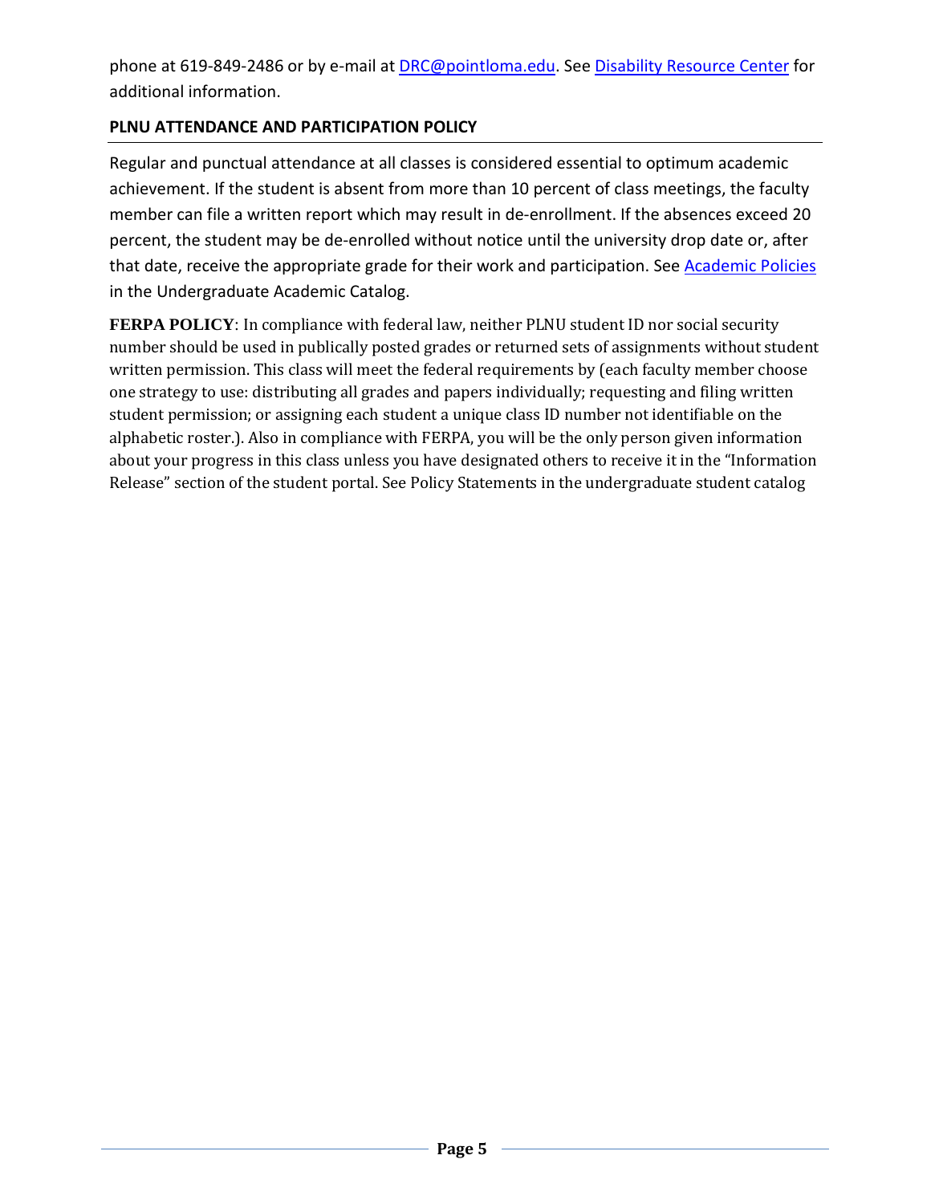phone at 619-849-2486 or by e-mail at DRC@pointloma.edu. See Disability Resource Center for additional information.

## PLNU ATTENDANCE AND PARTICIPATION POLICY

Regular and punctual attendance at all classes is considered essential to optimum academic achievement. If the student is absent from more than 10 percent of class meetings, the faculty member can file a written report which may result in de-enrollment. If the absences exceed 20 percent, the student may be de-enrolled without notice until the university drop date or, after that date, receive the appropriate grade for their work and participation. See Academic Policies in the Undergraduate Academic Catalog.

**FERPA POLICY**: In compliance with federal law, neither PLNU student ID nor social security number should be used in publically posted grades or returned sets of assignments without student written permission. This class will meet the federal requirements by (each faculty member choose one strategy to use: distributing all grades and papers individually; requesting and filing written student permission; or assigning each student a unique class ID number not identifiable on the alphabetic roster.). Also in compliance with FERPA, you will be the only person given information about your progress in this class unless you have designated others to receive it in the "Information Release" section of the student portal. See Policy Statements in the undergraduate student catalog